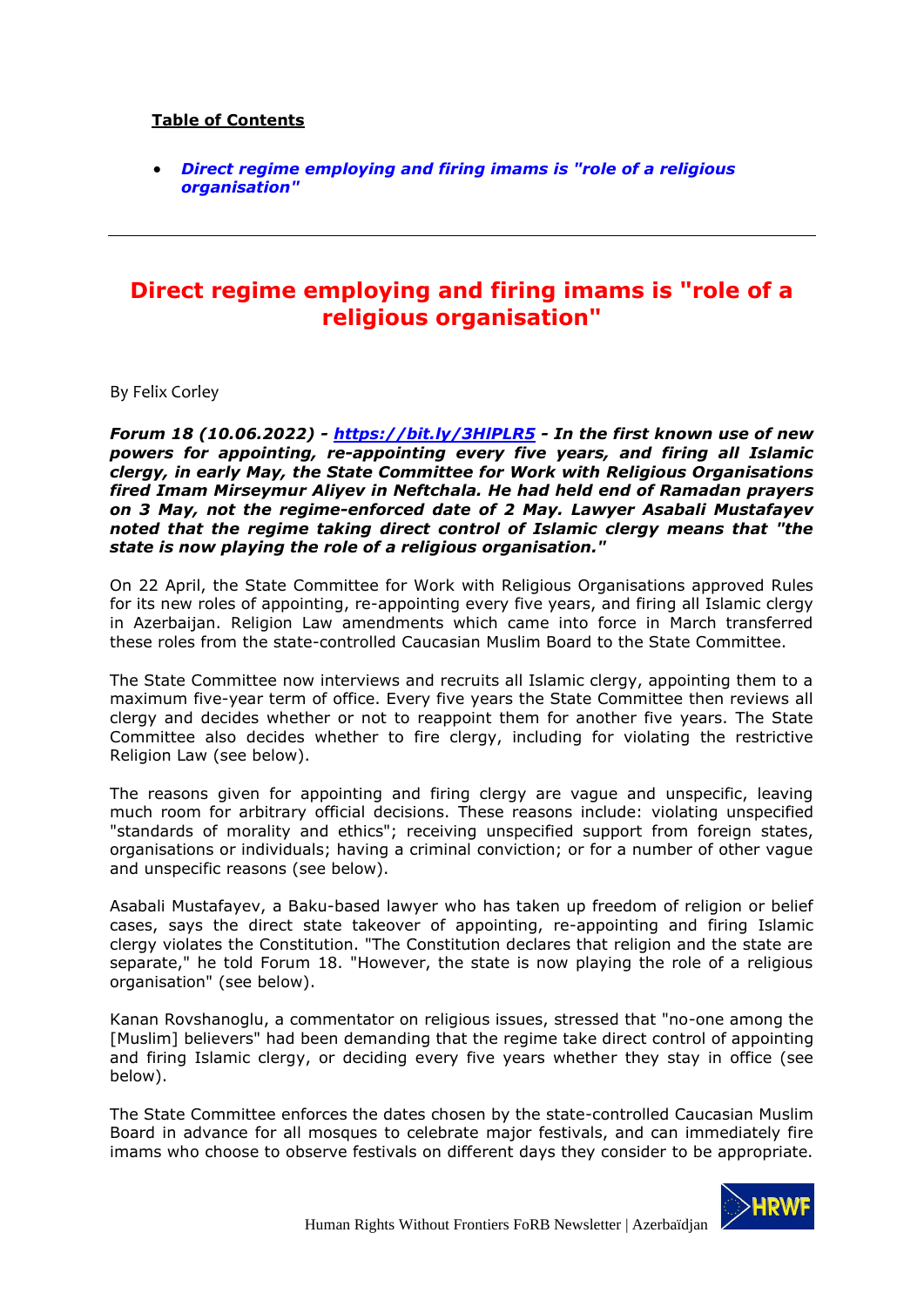**Table of Contents**

- ***Direct regime employing and firing imams is "role of a religious organisation"***

---

# Direct regime employing and firing imams is "role of a religious organisation"

By Felix Corley

***Forum 18 (10.06.2022) - [https://bit.ly/3HlPLR5](https://bit.ly/3HlPLR5) - In the first known use of new powers for appointing, re-appointing every five years, and firing all Islamic clergy, in early May, the State Committee for Work with Religious Organisations fired Imam Mirseymur Aliyev in Neftchala. He had held end of Ramadan prayers on 3 May, not the regime-enforced date of 2 May. Lawyer Asabali Mustafayev noted that the regime taking direct control of Islamic clergy means that "the state is now playing the role of a religious organisation."***

On 22 April, the State Committee for Work with Religious Organisations approved Rules for its new roles of appointing, re-appointing every five years, and firing all Islamic clergy in Azerbaijan. Religion Law amendments which came into force in March transferred these roles from the state-controlled Caucasian Muslim Board to the State Committee.

The State Committee now interviews and recruits all Islamic clergy, appointing them to a maximum five-year term of office. Every five years the State Committee then reviews all clergy and decides whether or not to reappoint them for another five years. The State Committee also decides whether to fire clergy, including for violating the restrictive Religion Law (see below).

The reasons given for appointing and firing clergy are vague and unspecific, leaving much room for arbitrary official decisions. These reasons include: violating unspecified "standards of morality and ethics"; receiving unspecified support from foreign states, organisations or individuals; having a criminal conviction; or for a number of other vague and unspecific reasons (see below).

Asabali Mustafayev, a Baku-based lawyer who has taken up freedom of religion or belief cases, says the direct state takeover of appointing, re-appointing and firing Islamic clergy violates the Constitution. "The Constitution declares that religion and the state are separate," he told Forum 18. "However, the state is now playing the role of a religious organisation" (see below).

Kanan Rovshanoglu, a commentator on religious issues, stressed that "no-one among the [Muslim] believers" had been demanding that the regime take direct control of appointing and firing Islamic clergy, or deciding every five years whether they stay in office (see below).

The State Committee enforces the dates chosen by the state-controlled Caucasian Muslim Board in advance for all mosques to celebrate major festivals, and can immediately fire imams who choose to observe festivals on different days they consider to be appropriate.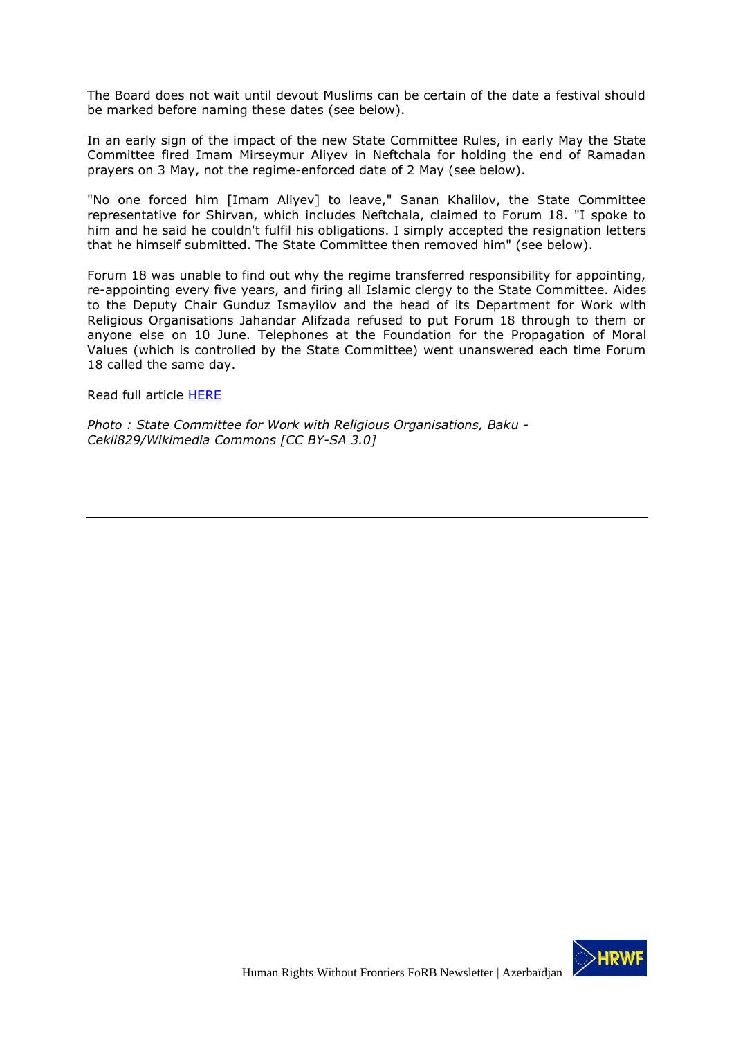The Board does not wait until devout Muslims can be certain of the date a festival should be marked before naming these dates (see below).

In an early sign of the impact of the new State Committee Rules, in early May the State Committee fired Imam Mirseymur Aliyev in Neftchala for holding the end of Ramadan prayers on 3 May, not the regime-enforced date of 2 May (see below).

"No one forced him [Imam Aliyev] to leave," Sanan Khalilov, the State Committee representative for Shirvan, which includes Neftchala, claimed to Forum 18. "I spoke to him and he said he couldn't fulfil his obligations. I simply accepted the resignation letters that he himself submitted. The State Committee then removed him" (see below).

Forum 18 was unable to find out why the regime transferred responsibility for appointing, re-appointing every five years, and firing all Islamic clergy to the State Committee. Aides to the Deputy Chair Gunduz Ismayilov and the head of its Department for Work with Religious Organisations Jahandar Alifzada refused to put Forum 18 through to them or anyone else on 10 June. Telephones at the Foundation for the Propagation of Moral Values (which is controlled by the State Committee) went unanswered each time Forum 18 called the same day.

Read full article [HERE]

*Photo : State Committee for Work with Religious Organisations, Baku - Cekli829/Wikimedia Commons [CC BY-SA 3.0]*